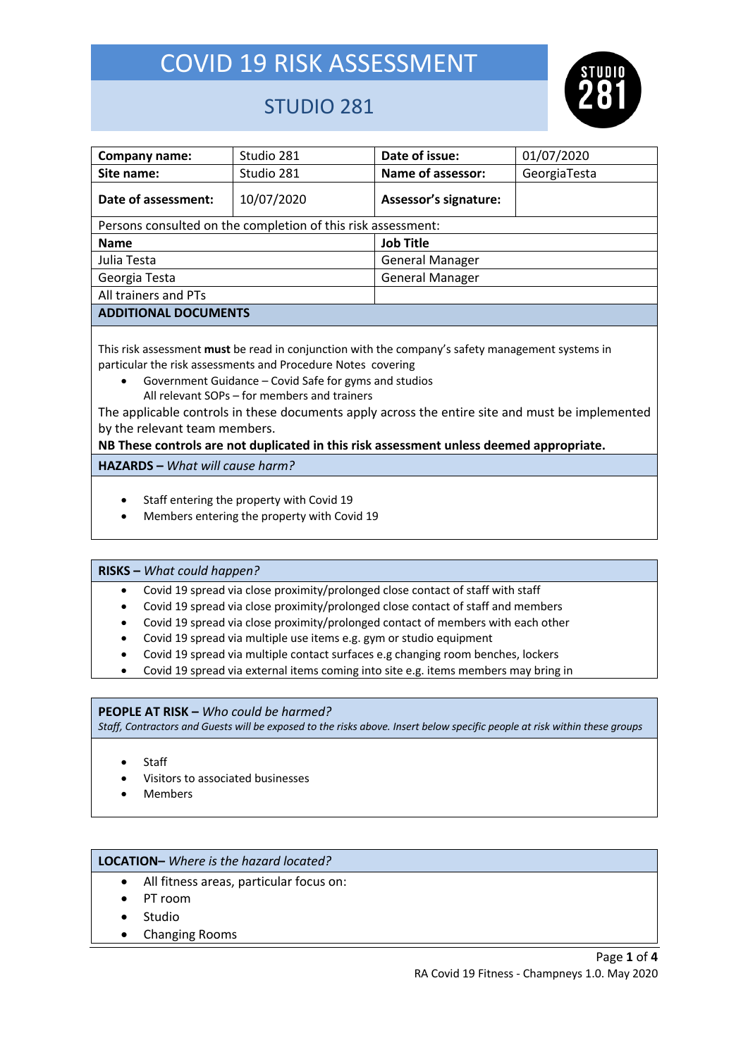# COVID 19 RISK ASSESSMENT

## STUDIO 281

| Company name: | Studio 281 | Date of issue: | 01/07/2020 |
|---|---|---|---|
| Site name: | Studio 281 | Name of assessor: | GeorgiaTesta |
| Date of assessment: | 10/07/2020 | Assessor's signature: | |

Persons consulted on the completion of this risk assessment:

| Name | Job Title |
|---|---|
| Julia Testa | General Manager |
| Georgia Testa | General Manager |
| All trainers and PTs | |

### ADDITIONAL DOCUMENTS

This risk assessment **must** be read in conjunction with the company's safety management systems in particular the risk assessments and Procedure Notes covering

- Government Guidance – Covid Safe for gyms and studios
  All relevant SOPs – for members and trainers

The applicable controls in these documents apply across the entire site and must be implemented by the relevant team members.

**NB These controls are not duplicated in this risk assessment unless deemed appropriate.**

### HAZARDS – *What will cause harm?*

- Staff entering the property with Covid 19
- Members entering the property with Covid 19

### RISKS – *What could happen?*

- Covid 19 spread via close proximity/prolonged close contact of staff with staff
- Covid 19 spread via close proximity/prolonged close contact of staff and members
- Covid 19 spread via close proximity/prolonged contact of members with each other
- Covid 19 spread via multiple use items e.g. gym or studio equipment
- Covid 19 spread via multiple contact surfaces e.g changing room benches, lockers
- Covid 19 spread via external items coming into site e.g. items members may bring in

### PEOPLE AT RISK – *Who could be harmed?*

*Staff, Contractors and Guests will be exposed to the risks above. Insert below specific people at risk within these groups*

- Staff
- Visitors to associated businesses
- Members

### LOCATION– *Where is the hazard located?*

- All fitness areas, particular focus on:
- PT room
- Studio
- Changing Rooms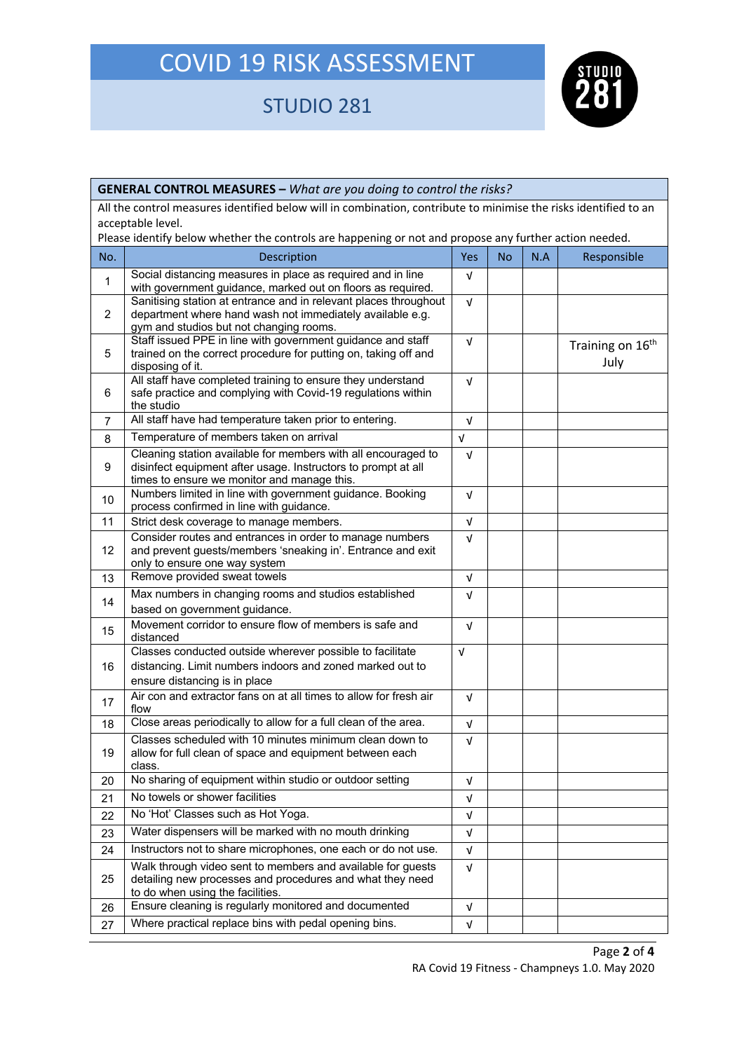# COVID 19 RISK ASSESSMENT

## STUDIO 281

**GENERAL CONTROL MEASURES –** *What are you doing to control the risks?*

All the control measures identified below will in combination, contribute to minimise the risks identified to an acceptable level.
Please identify below whether the controls are happening or not and propose any further action needed.

| No. | Description | Yes | No | N.A | Responsible |
|---|---|---|---|---|---|
| 1 | Social distancing measures in place as required and in line with government guidance, marked out on floors as required. | √ | | | |
| 2 | Sanitising station at entrance and in relevant places throughout department where hand wash not immediately available e.g. gym and studios but not changing rooms. | √ | | | |
| 5 | Staff issued PPE in line with government guidance and staff trained on the correct procedure for putting on, taking off and disposing of it. | √ | | | Training on 16th July |
| 6 | All staff have completed training to ensure they understand safe practice and complying with Covid-19 regulations within the studio | √ | | | |
| 7 | All staff have had temperature taken prior to entering. | √ | | | |
| 8 | Temperature of members taken on arrival | √ | | | |
| 9 | Cleaning station available for members with all encouraged to disinfect equipment after usage. Instructors to prompt at all times to ensure we monitor and manage this. | √ | | | |
| 10 | Numbers limited in line with government guidance. Booking process confirmed in line with guidance. | √ | | | |
| 11 | Strict desk coverage to manage members. | √ | | | |
| 12 | Consider routes and entrances in order to manage numbers and prevent guests/members 'sneaking in'. Entrance and exit only to ensure one way system | √ | | | |
| 13 | Remove provided sweat towels | √ | | | |
| 14 | Max numbers in changing rooms and studios established based on government guidance. | √ | | | |
| 15 | Movement corridor to ensure flow of members is safe and distanced | √ | | | |
| 16 | Classes conducted outside wherever possible to facilitate distancing. Limit numbers indoors and zoned marked out to ensure distancing is in place | √ | | | |
| 17 | Air con and extractor fans on at all times to allow for fresh air flow | √ | | | |
| 18 | Close areas periodically to allow for a full clean of the area. | √ | | | |
| 19 | Classes scheduled with 10 minutes minimum clean down to allow for full clean of space and equipment between each class. | √ | | | |
| 20 | No sharing of equipment within studio or outdoor setting | √ | | | |
| 21 | No towels or shower facilities | √ | | | |
| 22 | No 'Hot' Classes such as Hot Yoga. | √ | | | |
| 23 | Water dispensers will be marked with no mouth drinking | √ | | | |
| 24 | Instructors not to share microphones, one each or do not use. | √ | | | |
| 25 | Walk through video sent to members and available for guests detailing new processes and procedures and what they need to do when using the facilities. | √ | | | |
| 26 | Ensure cleaning is regularly monitored and documented | √ | | | |
| 27 | Where practical replace bins with pedal opening bins. | √ | | | |

RA Covid 19 Fitness - Champneys 1.0. May 2020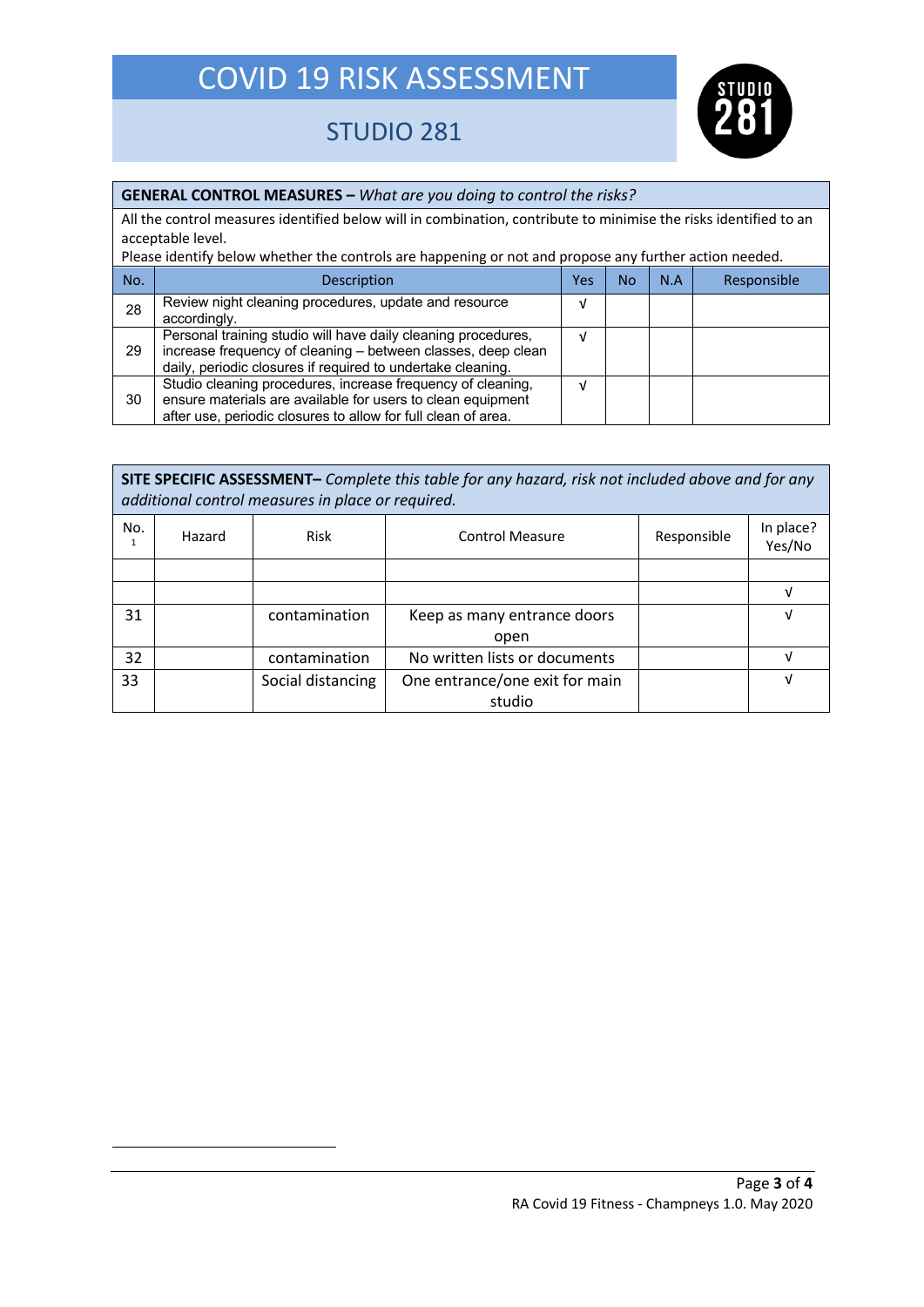# COVID 19 RISK ASSESSMENT

## STUDIO 281

| **GENERAL CONTROL MEASURES –** *What are you doing to control the risks?* | | | | | |
|---|---|---|---|---|---|
| All the control measures identified below will in combination, contribute to minimise the risks identified to an acceptable level. Please identify below whether the controls are happening or not and propose any further action needed. | | | | | |
| No. | Description | Yes | No | N.A | Responsible |
| 28 | Review night cleaning procedures, update and resource accordingly. | √ | | | |
| 29 | Personal training studio will have daily cleaning procedures, increase frequency of cleaning – between classes, deep clean daily, periodic closures if required to undertake cleaning. | √ | | | |
| 30 | Studio cleaning procedures, increase frequency of cleaning, ensure materials are available for users to clean equipment after use, periodic closures to allow for full clean of area. | √ | | | |

| **SITE SPECIFIC ASSESSMENT–** *Complete this table for any hazard, risk not included above and for any additional control measures in place or required.* | | | | | |
|---|---|---|---|---|---|
| No. [1] | Hazard | Risk | Control Measure | Responsible | In place? Yes/No |
| | | | | | |
| | | | | | √ |
| 31 | | contamination | Keep as many entrance doors open | | √ |
| 32 | | contamination | No written lists or documents | | √ |
| 33 | | Social distancing | One entrance/one exit for main studio | | √ |

RA Covid 19 Fitness - Champneys 1.0. May 2020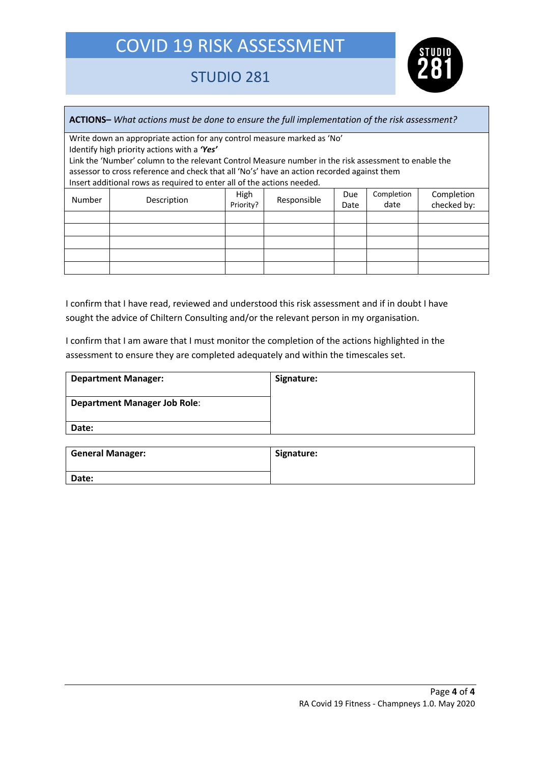# COVID 19 RISK ASSESSMENT

## STUDIO 281

**ACTIONS–** *What actions must be done to ensure the full implementation of the risk assessment?*

Write down an appropriate action for any control measure marked as 'No'
Identify high priority actions with a ***'Yes'***
Link the 'Number' column to the relevant Control Measure number in the risk assessment to enable the assessor to cross reference and check that all 'No's' have an action recorded against them
Insert additional rows as required to enter all of the actions needed.

| Number | Description | High Priority? | Responsible | Due Date | Completion date | Completion checked by: |
|---|---|---|---|---|---|---|
| | | | | | | |
| | | | | | | |
| | | | | | | |
| | | | | | | |
| | | | | | | |

I confirm that I have read, reviewed and understood this risk assessment and if in doubt I have sought the advice of Chiltern Consulting and/or the relevant person in my organisation.

I confirm that I am aware that I must monitor the completion of the actions highlighted in the assessment to ensure they are completed adequately and within the timescales set.

| | |
|---|---|
| **Department Manager:** | **Signature:** |
| **Department Manager Job Role**: | |
| **Date:** | |

| | |
|---|---|
| **General Manager:** | **Signature:** |
| **Date:** | |